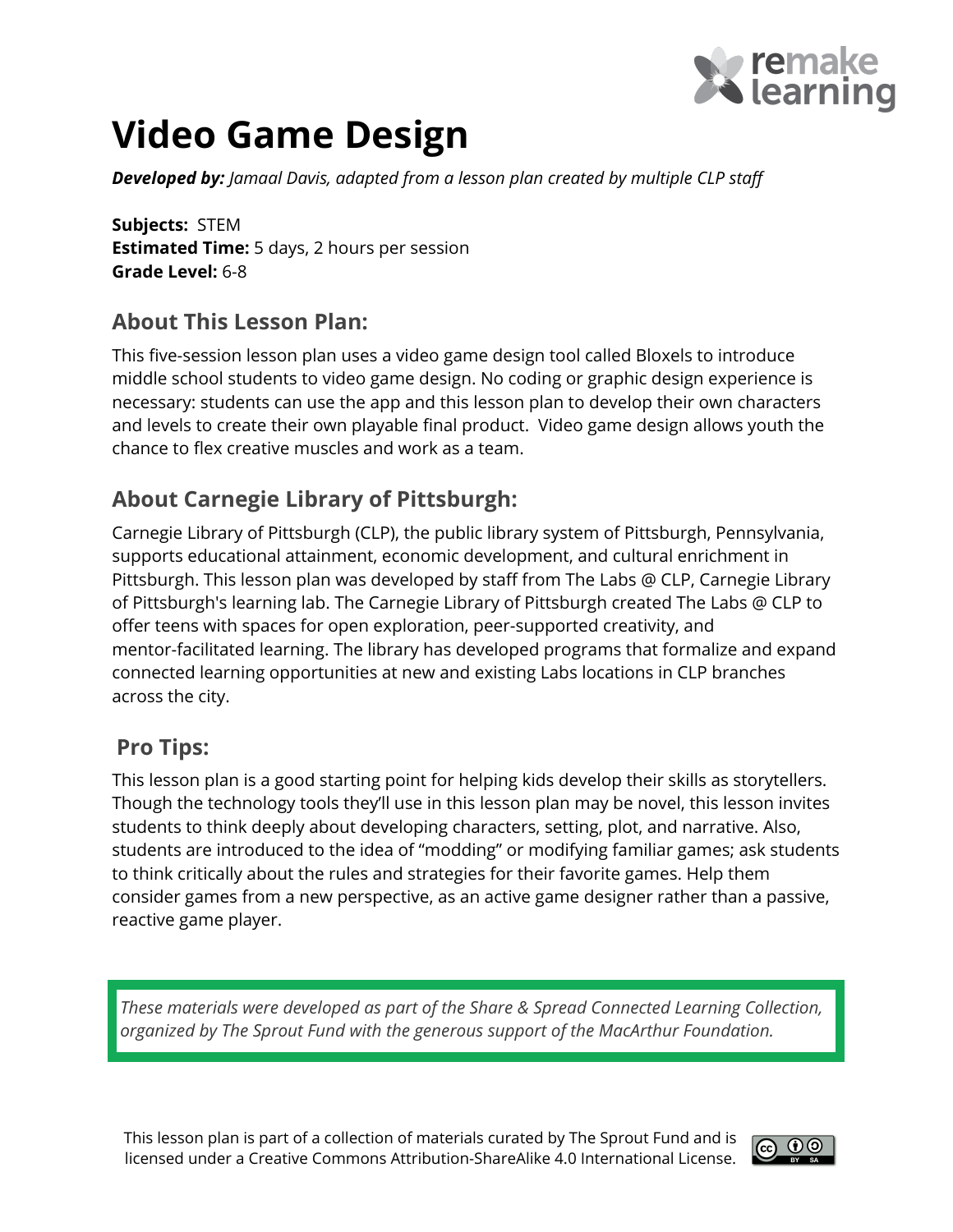# Video Game Design

***Developed by:*** *Jamaal Davis, adapted from a lesson plan created by multiple CLP staff*

**Subjects:** STEM
**Estimated Time:** 5 days, 2 hours per session
**Grade Level:** 6-8

## About This Lesson Plan:

This five-session lesson plan uses a video game design tool called Bloxels to introduce middle school students to video game design. No coding or graphic design experience is necessary: students can use the app and this lesson plan to develop their own characters and levels to create their own playable final product. Video game design allows youth the chance to flex creative muscles and work as a team.

## About Carnegie Library of Pittsburgh:

Carnegie Library of Pittsburgh (CLP), the public library system of Pittsburgh, Pennsylvania, supports educational attainment, economic development, and cultural enrichment in Pittsburgh. This lesson plan was developed by staff from The Labs @ CLP, Carnegie Library of Pittsburgh's learning lab. The Carnegie Library of Pittsburgh created The Labs @ CLP to offer teens with spaces for open exploration, peer-supported creativity, and mentor-facilitated learning. The library has developed programs that formalize and expand connected learning opportunities at new and existing Labs locations in CLP branches across the city.

## Pro Tips:

This lesson plan is a good starting point for helping kids develop their skills as storytellers. Though the technology tools they'll use in this lesson plan may be novel, this lesson invites students to think deeply about developing characters, setting, plot, and narrative. Also, students are introduced to the idea of "modding" or modifying familiar games; ask students to think critically about the rules and strategies for their favorite games. Help them consider games from a new perspective, as an active game designer rather than a passive, reactive game player.

*These materials were developed as part of the Share & Spread Connected Learning Collection, organized by The Sprout Fund with the generous support of the MacArthur Foundation.*

This lesson plan is part of a collection of materials curated by The Sprout Fund and is licensed under a Creative Commons Attribution-ShareAlike 4.0 International License.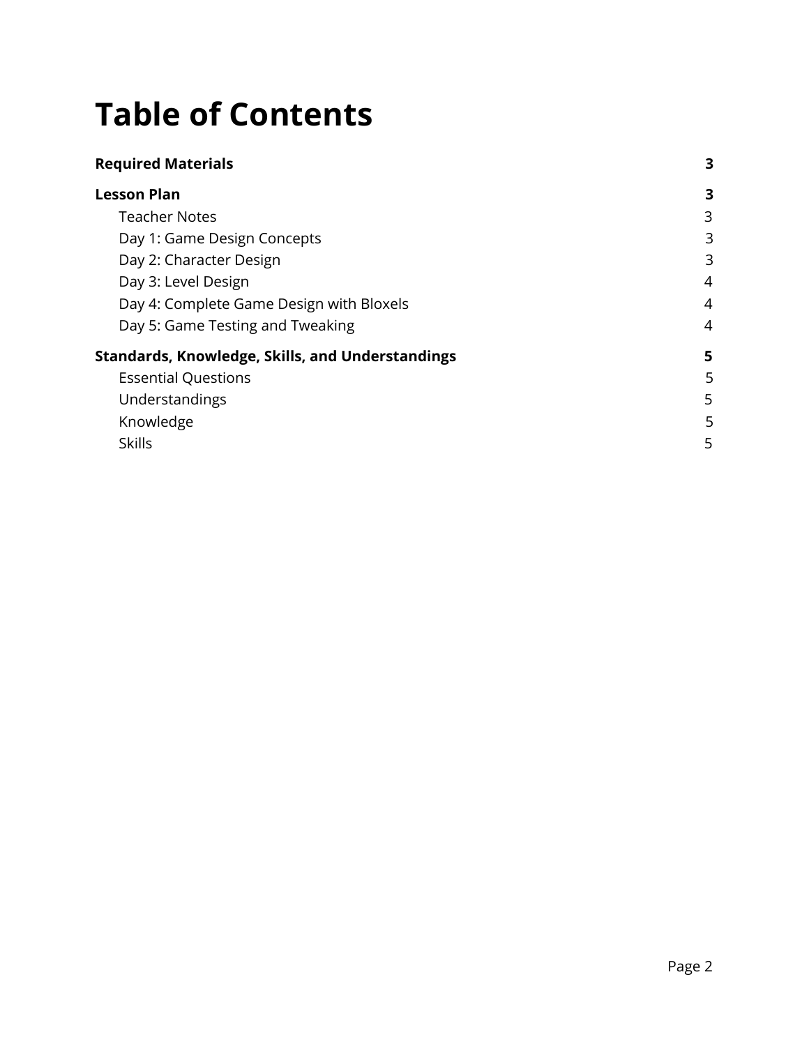# Table of Contents

| | |
|---|---|
| **Required Materials** | **3** |
| **Lesson Plan** | **3** |
| Teacher Notes | 3 |
| Day 1: Game Design Concepts | 3 |
| Day 2: Character Design | 3 |
| Day 3: Level Design | 4 |
| Day 4: Complete Game Design with Bloxels | 4 |
| Day 5: Game Testing and Tweaking | 4 |
| **Standards, Knowledge, Skills, and Understandings** | **5** |
| Essential Questions | 5 |
| Understandings | 5 |
| Knowledge | 5 |
| Skills | 5 |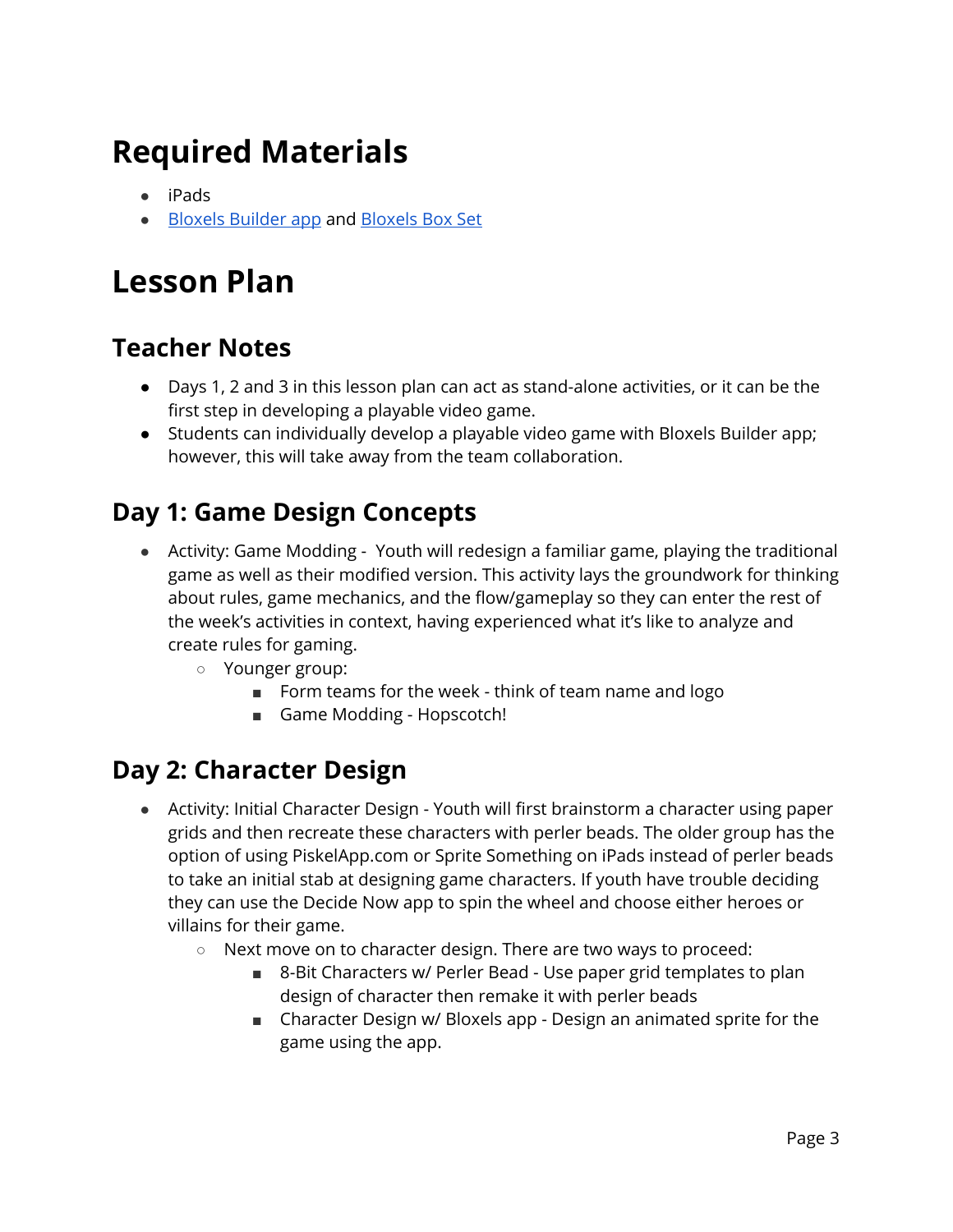# Required Materials

- iPads
- Bloxels Builder app and Bloxels Box Set

# Lesson Plan

## Teacher Notes

- Days 1, 2 and 3 in this lesson plan can act as stand-alone activities, or it can be the first step in developing a playable video game.
- Students can individually develop a playable video game with Bloxels Builder app; however, this will take away from the team collaboration.

## Day 1: Game Design Concepts

- Activity: Game Modding - Youth will redesign a familiar game, playing the traditional game as well as their modified version. This activity lays the groundwork for thinking about rules, game mechanics, and the flow/gameplay so they can enter the rest of the week's activities in context, having experienced what it's like to analyze and create rules for gaming.
    - Younger group:
        - Form teams for the week - think of team name and logo
        - Game Modding - Hopscotch!

## Day 2: Character Design

- Activity: Initial Character Design - Youth will first brainstorm a character using paper grids and then recreate these characters with perler beads. The older group has the option of using PiskelApp.com or Sprite Something on iPads instead of perler beads to take an initial stab at designing game characters. If youth have trouble deciding they can use the Decide Now app to spin the wheel and choose either heroes or villains for their game.
    - Next move on to character design. There are two ways to proceed:
        - 8-Bit Characters w/ Perler Bead - Use paper grid templates to plan design of character then remake it with perler beads
        - Character Design w/ Bloxels app - Design an animated sprite for the game using the app.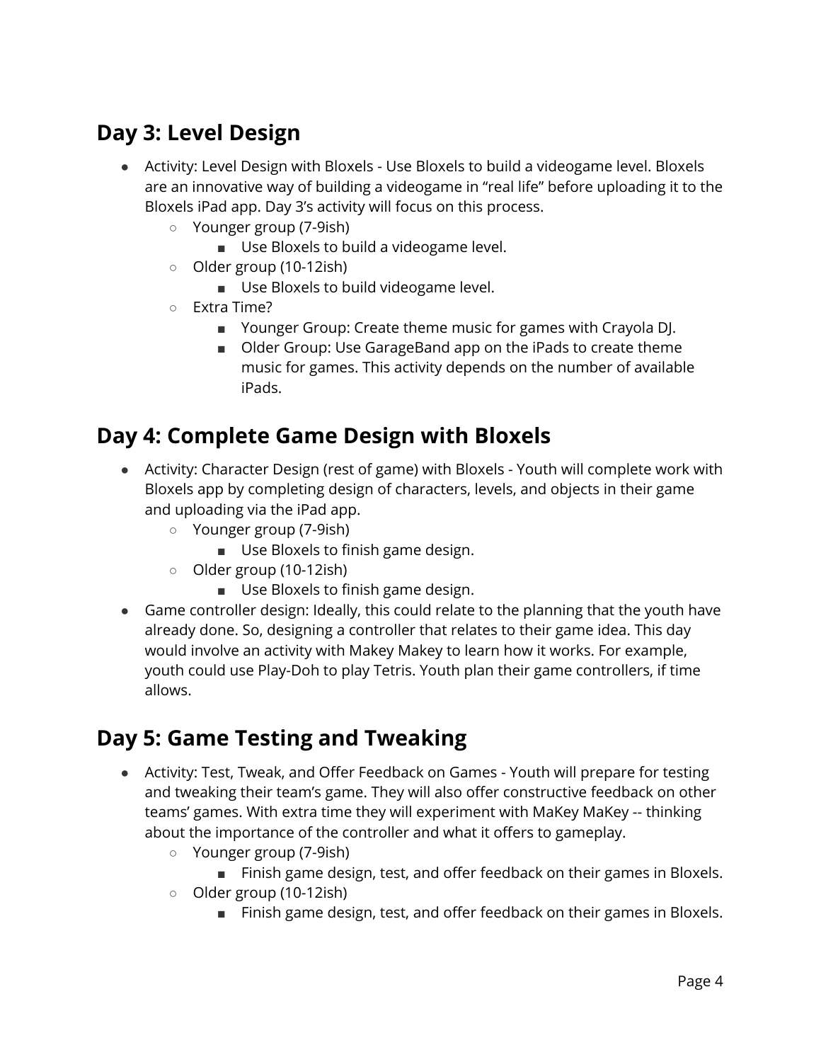## Day 3: Level Design

- Activity: Level Design with Bloxels - Use Bloxels to build a videogame level. Bloxels are an innovative way of building a videogame in "real life" before uploading it to the Bloxels iPad app. Day 3's activity will focus on this process.
  - Younger group (7-9ish)
    - Use Bloxels to build a videogame level.
  - Older group (10-12ish)
    - Use Bloxels to build videogame level.
  - Extra Time?
    - Younger Group: Create theme music for games with Crayola DJ.
    - Older Group: Use GarageBand app on the iPads to create theme music for games. This activity depends on the number of available iPads.

## Day 4: Complete Game Design with Bloxels

- Activity: Character Design (rest of game) with Bloxels - Youth will complete work with Bloxels app by completing design of characters, levels, and objects in their game and uploading via the iPad app.
  - Younger group (7-9ish)
    - Use Bloxels to finish game design.
  - Older group (10-12ish)
    - Use Bloxels to finish game design.
- Game controller design: Ideally, this could relate to the planning that the youth have already done. So, designing a controller that relates to their game idea. This day would involve an activity with Makey Makey to learn how it works. For example, youth could use Play-Doh to play Tetris. Youth plan their game controllers, if time allows.

## Day 5: Game Testing and Tweaking

- Activity: Test, Tweak, and Offer Feedback on Games - Youth will prepare for testing and tweaking their team's game. They will also offer constructive feedback on other teams' games. With extra time they will experiment with MaKey MaKey -- thinking about the importance of the controller and what it offers to gameplay.
  - Younger group (7-9ish)
    - Finish game design, test, and offer feedback on their games in Bloxels.
  - Older group (10-12ish)
    - Finish game design, test, and offer feedback on their games in Bloxels.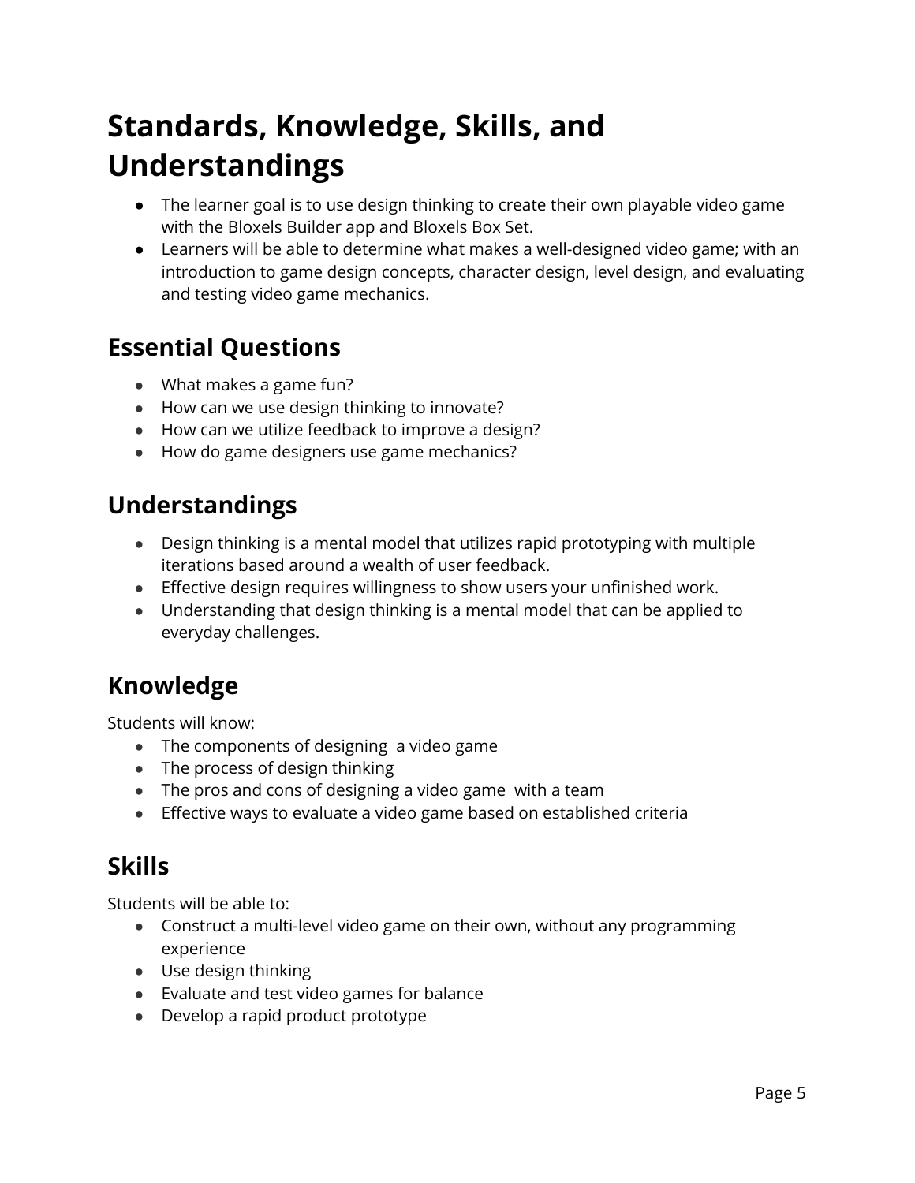# Standards, Knowledge, Skills, and Understandings

- The learner goal is to use design thinking to create their own playable video game with the Bloxels Builder app and Bloxels Box Set.
- Learners will be able to determine what makes a well-designed video game; with an introduction to game design concepts, character design, level design, and evaluating and testing video game mechanics.

## Essential Questions

- What makes a game fun?
- How can we use design thinking to innovate?
- How can we utilize feedback to improve a design?
- How do game designers use game mechanics?

## Understandings

- Design thinking is a mental model that utilizes rapid prototyping with multiple iterations based around a wealth of user feedback.
- Effective design requires willingness to show users your unfinished work.
- Understanding that design thinking is a mental model that can be applied to everyday challenges.

## Knowledge

Students will know:

- The components of designing a video game
- The process of design thinking
- The pros and cons of designing a video game with a team
- Effective ways to evaluate a video game based on established criteria

## Skills

Students will be able to:

- Construct a multi-level video game on their own, without any programming experience
- Use design thinking
- Evaluate and test video games for balance
- Develop a rapid product prototype